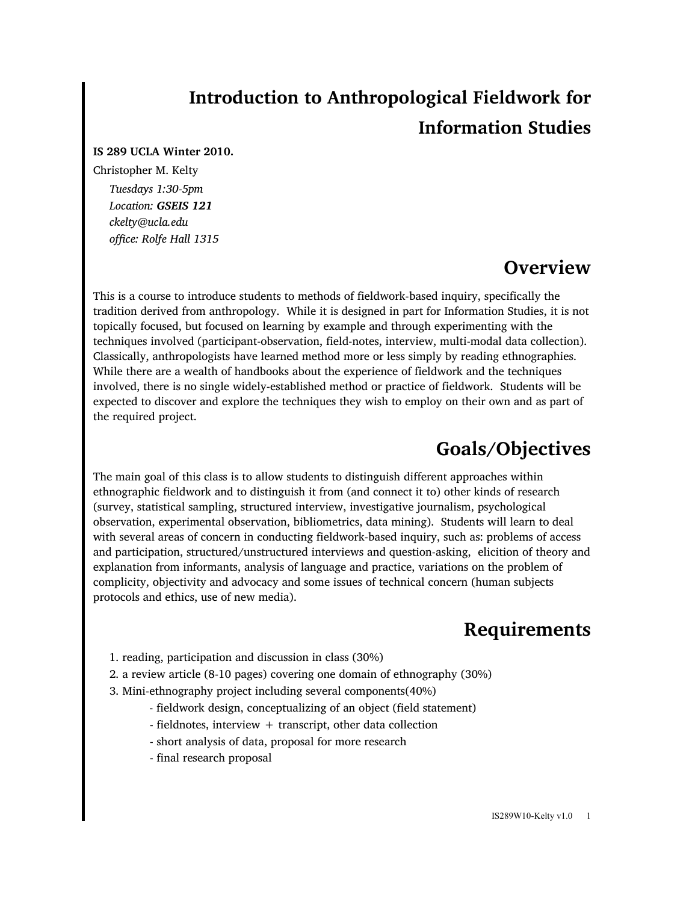# Introduction to Anthropological Fieldwork for Information Studies

**IS 289 UCLA Winter 2010.**

Christopher M. Kelty

*Tuesdays 1:30-5pm*
*Location:* ***GSEIS 121***
*ckelty@ucla.edu*
*office: Rolfe Hall 1315*

## Overview

This is a course to introduce students to methods of fieldwork-based inquiry, specifically the tradition derived from anthropology. While it is designed in part for Information Studies, it is not topically focused, but focused on learning by example and through experimenting with the techniques involved (participant-observation, field-notes, interview, multi-modal data collection). Classically, anthropologists have learned method more or less simply by reading ethnographies. While there are a wealth of handbooks about the experience of fieldwork and the techniques involved, there is no single widely-established method or practice of fieldwork. Students will be expected to discover and explore the techniques they wish to employ on their own and as part of the required project.

## Goals/Objectives

The main goal of this class is to allow students to distinguish different approaches within ethnographic fieldwork and to distinguish it from (and connect it to) other kinds of research (survey, statistical sampling, structured interview, investigative journalism, psychological observation, experimental observation, bibliometrics, data mining). Students will learn to deal with several areas of concern in conducting fieldwork-based inquiry, such as: problems of access and participation, structured/unstructured interviews and question-asking, elicition of theory and explanation from informants, analysis of language and practice, variations on the problem of complicity, objectivity and advocacy and some issues of technical concern (human subjects protocols and ethics, use of new media).

## Requirements

1. reading, participation and discussion in class (30%)
2. a review article (8-10 pages) covering one domain of ethnography (30%)
3. Mini-ethnography project including several components(40%)
   - fieldwork design, conceptualizing of an object (field statement)
   - fieldnotes, interview + transcript, other data collection
   - short analysis of data, proposal for more research
   - final research proposal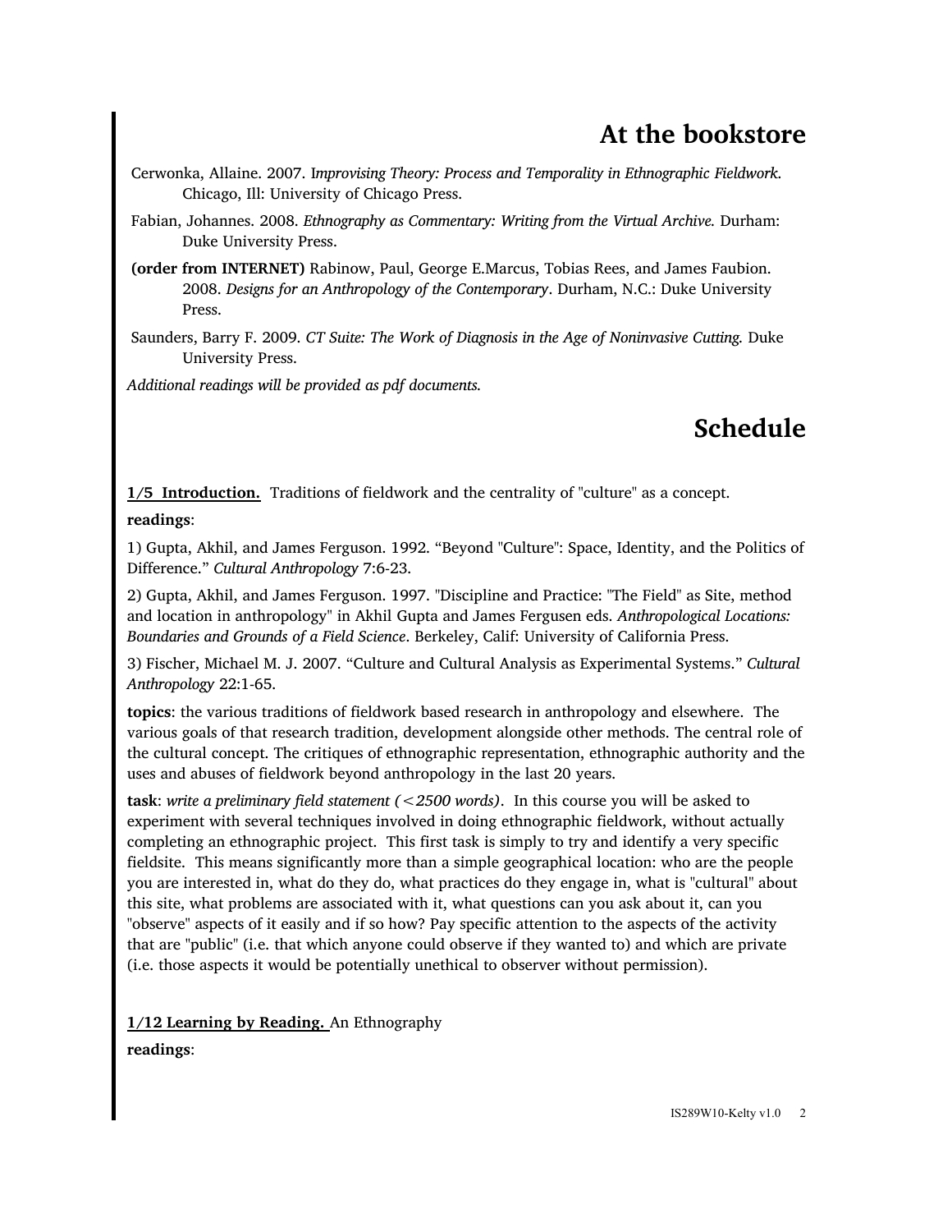## At the bookstore

Cerwonka, Allaine. 2007. I*mprovising Theory: Process and Temporality in Ethnographic Fieldwork.* Chicago, Ill: University of Chicago Press.

Fabian, Johannes. 2008. *Ethnography as Commentary: Writing from the Virtual Archive.* Durham: Duke University Press.

**(order from INTERNET)** Rabinow, Paul, George E.Marcus, Tobias Rees, and James Faubion. 2008. *Designs for an Anthropology of the Contemporary*. Durham, N.C.: Duke University Press.

Saunders, Barry F. 2009. *CT Suite: The Work of Diagnosis in the Age of Noninvasive Cutting.* Duke University Press.

*Additional readings will be provided as pdf documents.*

## Schedule

**1/5 Introduction.** Traditions of fieldwork and the centrality of "culture" as a concept.

**readings**:

1) Gupta, Akhil, and James Ferguson. 1992. "Beyond "Culture": Space, Identity, and the Politics of Difference." *Cultural Anthropology* 7:6-23.

2) Gupta, Akhil, and James Ferguson. 1997. "Discipline and Practice: "The Field" as Site, method and location in anthropology" in Akhil Gupta and James Fergusen eds. *Anthropological Locations: Boundaries and Grounds of a Field Science*. Berkeley, Calif: University of California Press.

3) Fischer, Michael M. J. 2007. "Culture and Cultural Analysis as Experimental Systems." *Cultural Anthropology* 22:1-65.

**topics**: the various traditions of fieldwork based research in anthropology and elsewhere. The various goals of that research tradition, development alongside other methods. The central role of the cultural concept. The critiques of ethnographic representation, ethnographic authority and the uses and abuses of fieldwork beyond anthropology in the last 20 years.

**task**: *write a preliminary field statement (<2500 words)*. In this course you will be asked to experiment with several techniques involved in doing ethnographic fieldwork, without actually completing an ethnographic project. This first task is simply to try and identify a very specific fieldsite. This means significantly more than a simple geographical location: who are the people you are interested in, what do they do, what practices do they engage in, what is "cultural" about this site, what problems are associated with it, what questions can you ask about it, can you "observe" aspects of it easily and if so how? Pay specific attention to the aspects of the activity that are "public" (i.e. that which anyone could observe if they wanted to) and which are private (i.e. those aspects it would be potentially unethical to observer without permission).

**1/12 Learning by Reading.** An Ethnography

**readings**: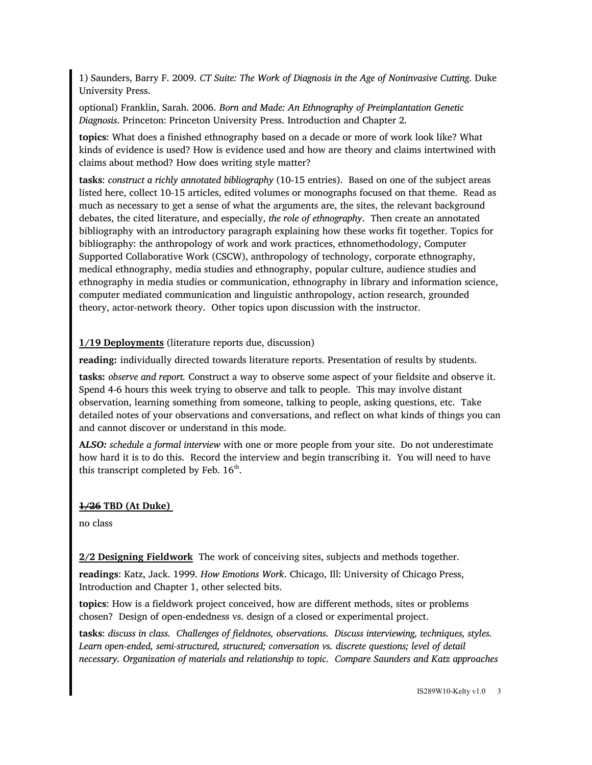1) Saunders, Barry F. 2009. *CT Suite: The Work of Diagnosis in the Age of Noninvasive Cutting*. Duke University Press.

optional) Franklin, Sarah. 2006. *Born and Made: An Ethnography of Preimplantation Genetic Diagnosis*. Princeton: Princeton University Press. Introduction and Chapter 2.

**topics**: What does a finished ethnography based on a decade or more of work look like? What kinds of evidence is used? How is evidence used and how are theory and claims intertwined with claims about method? How does writing style matter?

**tasks**: *construct a richly annotated bibliography* (10-15 entries). Based on one of the subject areas listed here, collect 10-15 articles, edited volumes or monographs focused on that theme. Read as much as necessary to get a sense of what the arguments are, the sites, the relevant background debates, the cited literature, and especially, *the role of ethnography*. Then create an annotated bibliography with an introductory paragraph explaining how these works fit together. Topics for bibliography: the anthropology of work and work practices, ethnomethodology, Computer Supported Collaborative Work (CSCW), anthropology of technology, corporate ethnography, medical ethnography, media studies and ethnography, popular culture, audience studies and ethnography in media studies or communication, ethnography in library and information science, computer mediated communication and linguistic anthropology, action research, grounded theory, actor-network theory. Other topics upon discussion with the instructor.

**1/19 Deployments** (literature reports due, discussion)

**reading:** individually directed towards literature reports. Presentation of results by students.

**tasks:** *observe and report.* Construct a way to observe some aspect of your fieldsite and observe it. Spend 4-6 hours this week trying to observe and talk to people. This may involve distant observation, learning something from someone, talking to people, asking questions, etc. Take detailed notes of your observations and conversations, and reflect on what kinds of things you can and cannot discover or understand in this mode.

**A*LSO:* ***schedule a formal interview* with one or more people from your site. Do not underestimate how hard it is to do this. Record the interview and begin transcribing it. You will need to have this transcript completed by Feb. 16th.

**~~1/26~~ TBD (At Duke)**

no class

**2/2 Designing Fieldwork** The work of conceiving sites, subjects and methods together.

**readings**: Katz, Jack. 1999. *How Emotions Work*. Chicago, Ill: University of Chicago Press, Introduction and Chapter 1, other selected bits.

**topics**: How is a fieldwork project conceived, how are different methods, sites or problems chosen? Design of open-endedness vs. design of a closed or experimental project.

**tasks**: *discuss in class. Challenges of fieldnotes, observations. Discuss interviewing, techniques, styles. Learn open-ended, semi-structured, structured; conversation vs. discrete questions; level of detail necessary. Organization of materials and relationship to topic. Compare Saunders and Katz approaches*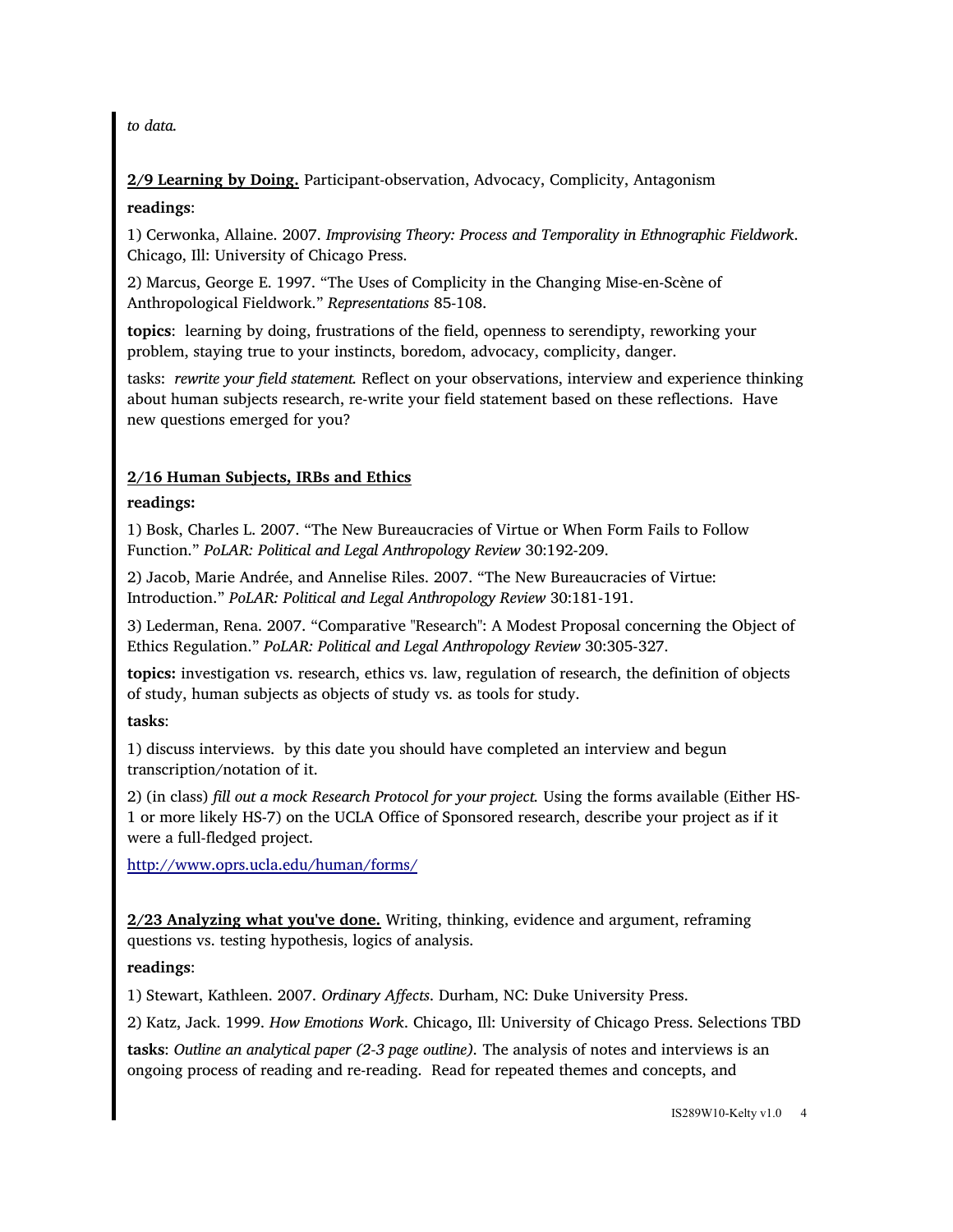*to data.*

**2/9 Learning by Doing.** Participant-observation, Advocacy, Complicity, Antagonism

**readings**:

1) Cerwonka, Allaine. 2007. *Improvising Theory: Process and Temporality in Ethnographic Fieldwork*. Chicago, Ill: University of Chicago Press.

2) Marcus, George E. 1997. "The Uses of Complicity in the Changing Mise-en-Scène of Anthropological Fieldwork." *Representations* 85-108.

**topics**: learning by doing, frustrations of the field, openness to serendipty, reworking your problem, staying true to your instincts, boredom, advocacy, complicity, danger.

tasks: *rewrite your field statement.* Reflect on your observations, interview and experience thinking about human subjects research, re-write your field statement based on these reflections. Have new questions emerged for you?

**2/16 Human Subjects, IRBs and Ethics**

**readings:**

1) Bosk, Charles L. 2007. "The New Bureaucracies of Virtue or When Form Fails to Follow Function." *PoLAR: Political and Legal Anthropology Review* 30:192-209.

2) Jacob, Marie Andrée, and Annelise Riles. 2007. "The New Bureaucracies of Virtue: Introduction." *PoLAR: Political and Legal Anthropology Review* 30:181-191.

3) Lederman, Rena. 2007. "Comparative "Research": A Modest Proposal concerning the Object of Ethics Regulation." *PoLAR: Political and Legal Anthropology Review* 30:305-327.

**topics:** investigation vs. research, ethics vs. law, regulation of research, the definition of objects of study, human subjects as objects of study vs. as tools for study.

**tasks**:

1) discuss interviews. by this date you should have completed an interview and begun transcription/notation of it.

2) (in class) *fill out a mock Research Protocol for your project.* Using the forms available (Either HS-1 or more likely HS-7) on the UCLA Office of Sponsored research, describe your project as if it were a full-fledged project.

http://www.oprs.ucla.edu/human/forms/

**2/23 Analyzing what you've done.** Writing, thinking, evidence and argument, reframing questions vs. testing hypothesis, logics of analysis.

**readings**:

1) Stewart, Kathleen. 2007. *Ordinary Affects*. Durham, NC: Duke University Press.

2) Katz, Jack. 1999. *How Emotions Work*. Chicago, Ill: University of Chicago Press. Selections TBD

**tasks**: *Outline an analytical paper (2-3 page outline).* The analysis of notes and interviews is an ongoing process of reading and re-reading. Read for repeated themes and concepts, and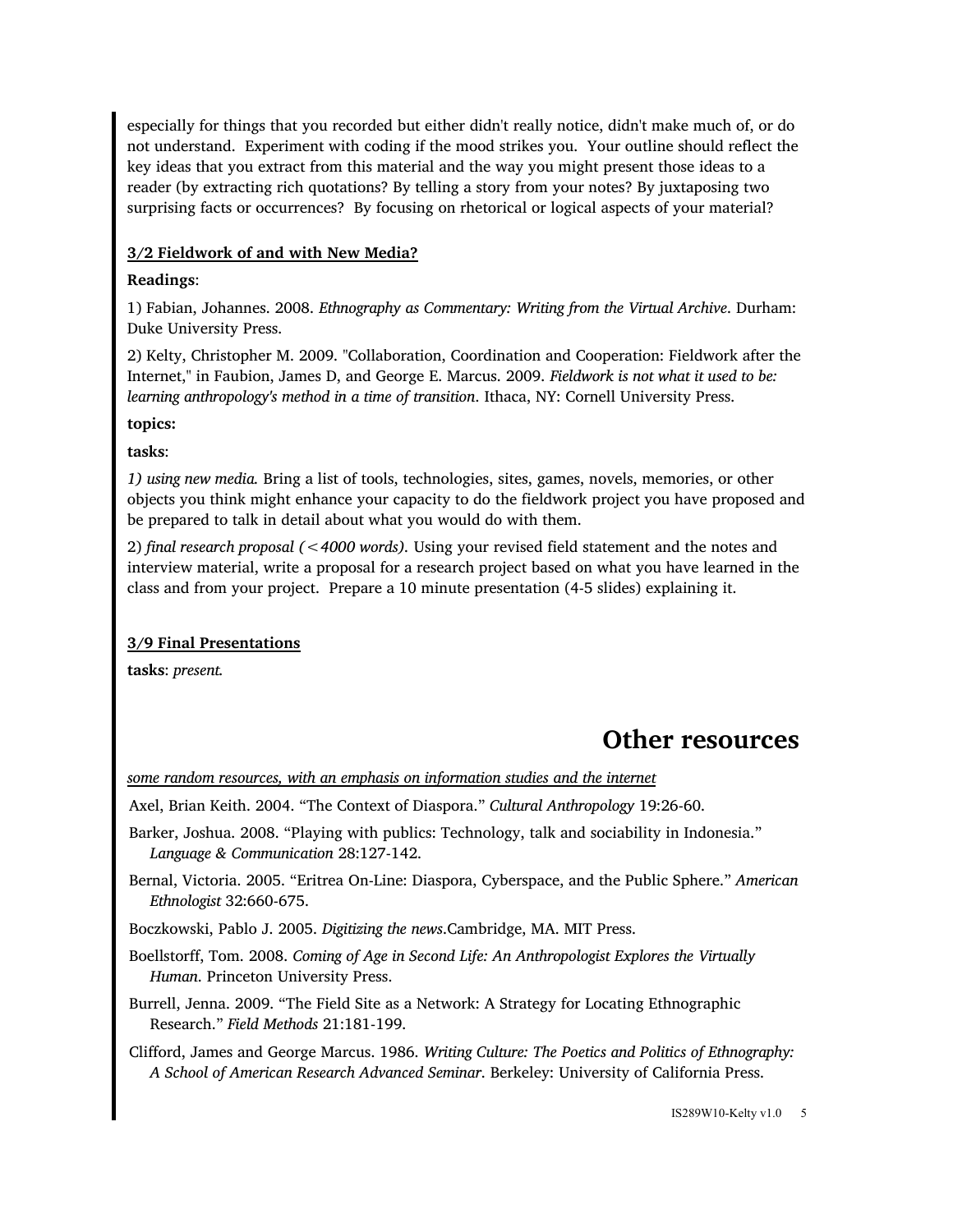especially for things that you recorded but either didn't really notice, didn't make much of, or do not understand. Experiment with coding if the mood strikes you. Your outline should reflect the key ideas that you extract from this material and the way you might present those ideas to a reader (by extracting rich quotations? By telling a story from your notes? By juxtaposing two surprising facts or occurrences? By focusing on rhetorical or logical aspects of your material?

### 3/2 Fieldwork of and with New Media?

**Readings**:

1) Fabian, Johannes. 2008. *Ethnography as Commentary: Writing from the Virtual Archive*. Durham: Duke University Press.

2) Kelty, Christopher M. 2009. "Collaboration, Coordination and Cooperation: Fieldwork after the Internet," in Faubion, James D, and George E. Marcus. 2009. *Fieldwork is not what it used to be: learning anthropology's method in a time of transition*. Ithaca, NY: Cornell University Press.

**topics:**

**tasks**:

*1) using new media.* Bring a list of tools, technologies, sites, games, novels, memories, or other objects you think might enhance your capacity to do the fieldwork project you have proposed and be prepared to talk in detail about what you would do with them.

2) *final research proposal (<4000 words).* Using your revised field statement and the notes and interview material, write a proposal for a research project based on what you have learned in the class and from your project. Prepare a 10 minute presentation (4-5 slides) explaining it.

### 3/9 Final Presentations

**tasks**: *present.*

# Other resources

*some random resources, with an emphasis on information studies and the internet*

Axel, Brian Keith. 2004. "The Context of Diaspora." *Cultural Anthropology* 19:26-60.

Barker, Joshua. 2008. "Playing with publics: Technology, talk and sociability in Indonesia." *Language & Communication* 28:127-142.

Bernal, Victoria. 2005. "Eritrea On-Line: Diaspora, Cyberspace, and the Public Sphere." *American Ethnologist* 32:660-675.

Boczkowski, Pablo J. 2005. *Digitizing the news*.Cambridge, MA. MIT Press.

Boellstorff, Tom. 2008. *Coming of Age in Second Life: An Anthropologist Explores the Virtually Human*. Princeton University Press.

Burrell, Jenna. 2009. "The Field Site as a Network: A Strategy for Locating Ethnographic Research." *Field Methods* 21:181-199.

Clifford, James and George Marcus. 1986. *Writing Culture: The Poetics and Politics of Ethnography: A School of American Research Advanced Seminar*. Berkeley: University of California Press.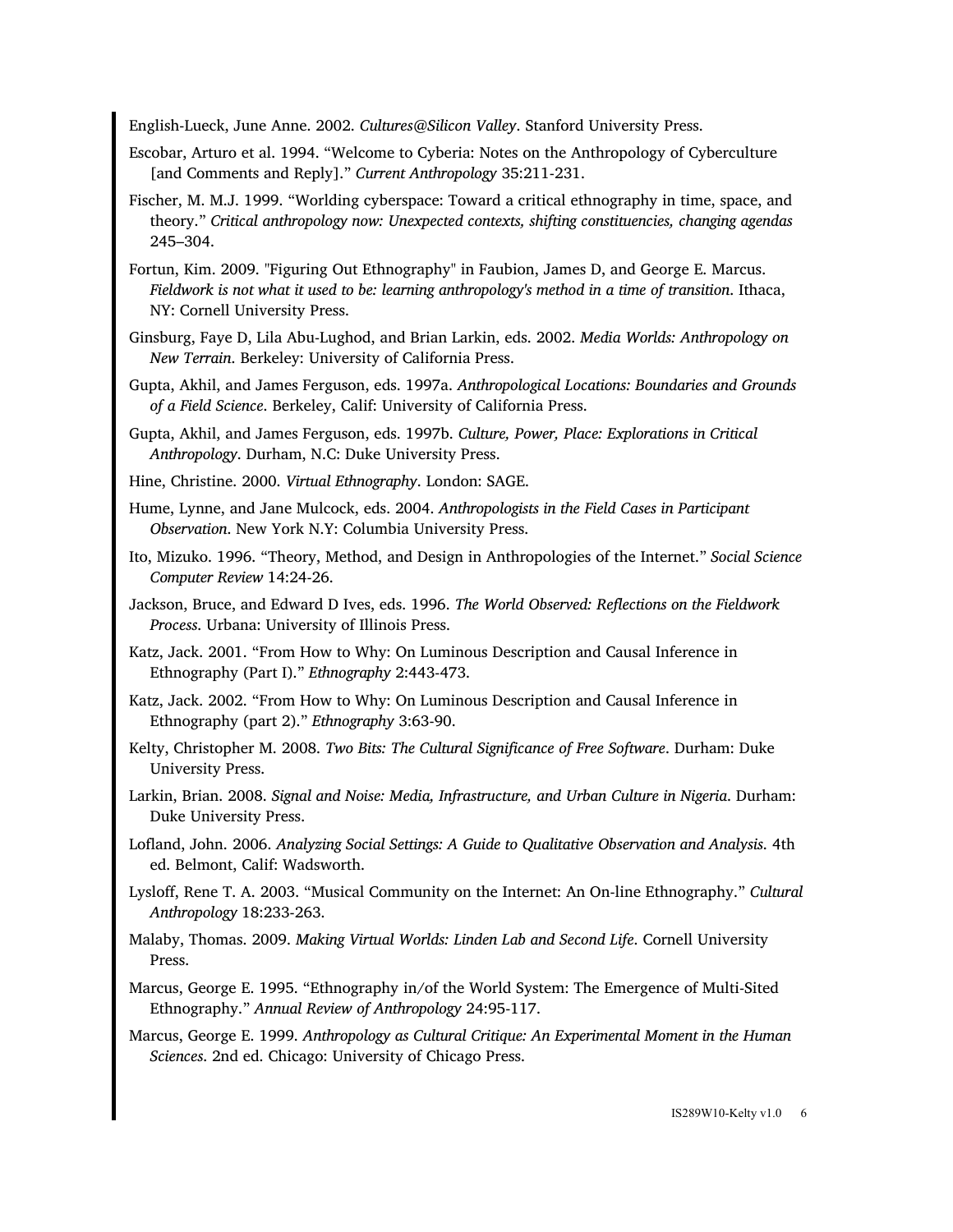English-Lueck, June Anne. 2002. *Cultures@Silicon Valley*. Stanford University Press.

Escobar, Arturo et al. 1994. "Welcome to Cyberia: Notes on the Anthropology of Cyberculture [and Comments and Reply]." *Current Anthropology* 35:211-231.

Fischer, M. M.J. 1999. "Worlding cyberspace: Toward a critical ethnography in time, space, and theory." *Critical anthropology now: Unexpected contexts, shifting constituencies, changing agendas* 245–304.

Fortun, Kim. 2009. "Figuring Out Ethnography" in Faubion, James D, and George E. Marcus. *Fieldwork is not what it used to be: learning anthropology's method in a time of transition*. Ithaca, NY: Cornell University Press.

Ginsburg, Faye D, Lila Abu-Lughod, and Brian Larkin, eds. 2002. *Media Worlds: Anthropology on New Terrain*. Berkeley: University of California Press.

Gupta, Akhil, and James Ferguson, eds. 1997a. *Anthropological Locations: Boundaries and Grounds of a Field Science*. Berkeley, Calif: University of California Press.

Gupta, Akhil, and James Ferguson, eds. 1997b. *Culture, Power, Place: Explorations in Critical Anthropology*. Durham, N.C: Duke University Press.

Hine, Christine. 2000. *Virtual Ethnography*. London: SAGE.

Hume, Lynne, and Jane Mulcock, eds. 2004. *Anthropologists in the Field Cases in Participant Observation*. New York N.Y: Columbia University Press.

Ito, Mizuko. 1996. "Theory, Method, and Design in Anthropologies of the Internet." *Social Science Computer Review* 14:24-26.

Jackson, Bruce, and Edward D Ives, eds. 1996. *The World Observed: Reflections on the Fieldwork Process*. Urbana: University of Illinois Press.

Katz, Jack. 2001. "From How to Why: On Luminous Description and Causal Inference in Ethnography (Part I)." *Ethnography* 2:443-473.

Katz, Jack. 2002. "From How to Why: On Luminous Description and Causal Inference in Ethnography (part 2)." *Ethnography* 3:63-90.

Kelty, Christopher M. 2008. *Two Bits: The Cultural Significance of Free Software*. Durham: Duke University Press.

Larkin, Brian. 2008. *Signal and Noise: Media, Infrastructure, and Urban Culture in Nigeria*. Durham: Duke University Press.

Lofland, John. 2006. *Analyzing Social Settings: A Guide to Qualitative Observation and Analysis*. 4th ed. Belmont, Calif: Wadsworth.

Lysloff, Rene T. A. 2003. "Musical Community on the Internet: An On-line Ethnography." *Cultural Anthropology* 18:233-263.

Malaby, Thomas. 2009. *Making Virtual Worlds: Linden Lab and Second Life*. Cornell University Press.

Marcus, George E. 1995. "Ethnography in/of the World System: The Emergence of Multi-Sited Ethnography." *Annual Review of Anthropology* 24:95-117.

Marcus, George E. 1999. *Anthropology as Cultural Critique: An Experimental Moment in the Human Sciences*. 2nd ed. Chicago: University of Chicago Press.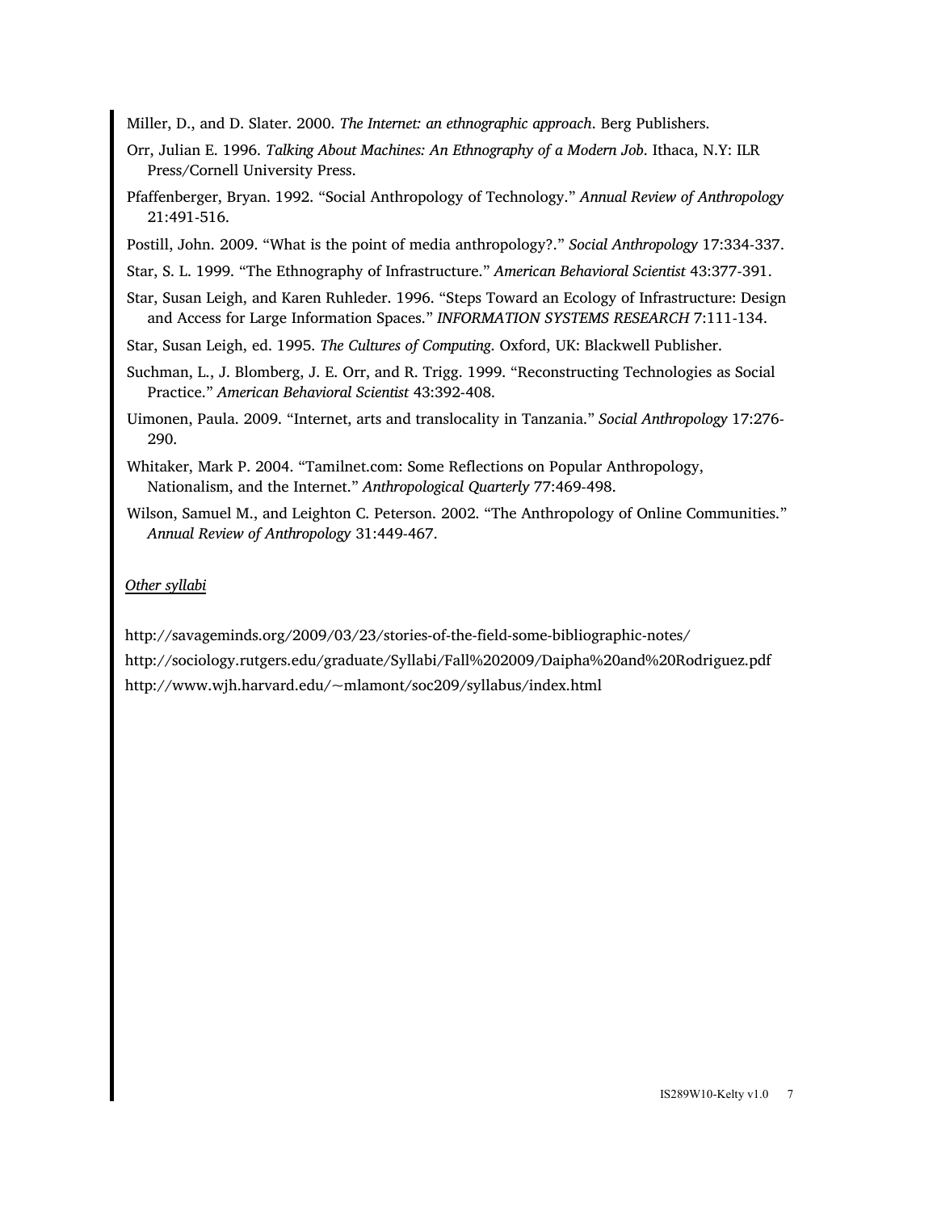Miller, D., and D. Slater. 2000. *The Internet: an ethnographic approach*. Berg Publishers.

Orr, Julian E. 1996. *Talking About Machines: An Ethnography of a Modern Job*. Ithaca, N.Y: ILR Press/Cornell University Press.

Pfaffenberger, Bryan. 1992. "Social Anthropology of Technology." *Annual Review of Anthropology* 21:491-516.

Postill, John. 2009. "What is the point of media anthropology?." *Social Anthropology* 17:334-337.

Star, S. L. 1999. "The Ethnography of Infrastructure." *American Behavioral Scientist* 43:377-391.

Star, Susan Leigh, and Karen Ruhleder. 1996. "Steps Toward an Ecology of Infrastructure: Design and Access for Large Information Spaces." *INFORMATION SYSTEMS RESEARCH* 7:111-134.

Star, Susan Leigh, ed. 1995. *The Cultures of Computing*. Oxford, UK: Blackwell Publisher.

Suchman, L., J. Blomberg, J. E. Orr, and R. Trigg. 1999. "Reconstructing Technologies as Social Practice." *American Behavioral Scientist* 43:392-408.

Uimonen, Paula. 2009. "Internet, arts and translocality in Tanzania." *Social Anthropology* 17:276-290.

Whitaker, Mark P. 2004. "Tamilnet.com: Some Reflections on Popular Anthropology, Nationalism, and the Internet." *Anthropological Quarterly* 77:469-498.

Wilson, Samuel M., and Leighton C. Peterson. 2002. "The Anthropology of Online Communities." *Annual Review of Anthropology* 31:449-467.

*Other syllabi*

http://savageminds.org/2009/03/23/stories-of-the-field-some-bibliographic-notes/

http://sociology.rutgers.edu/graduate/Syllabi/Fall%202009/Daipha%20and%20Rodriguez.pdf

http://www.wjh.harvard.edu/~mlamont/soc209/syllabus/index.html